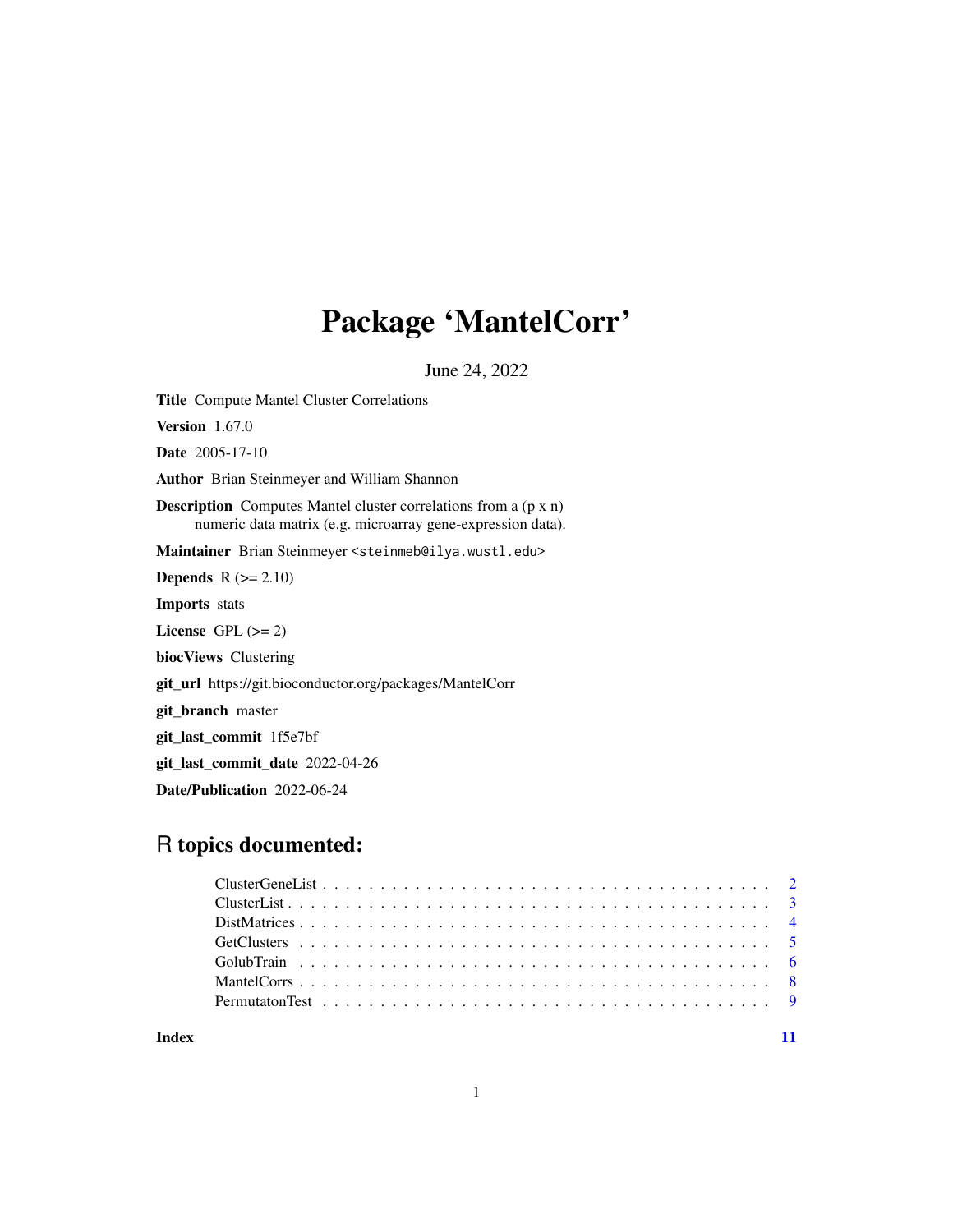# Package 'MantelCorr'

June 24, 2022

**Title** Compute Mantel Cluster Correlations

**Version** 1.67.0

**Date** 2005-17-10

**Author** Brian Steinmeyer and William Shannon

**Description** Computes Mantel cluster correlations from a (p x n) numeric data matrix (e.g. microarray gene-expression data).

**Maintainer** Brian Steinmeyer <steinmeb@ilya.wustl.edu>

**Depends** R (>= 2.10)

**Imports** stats

**License** GPL (>= 2)

**biocViews** Clustering

**git_url** https://git.bioconductor.org/packages/MantelCorr

**git_branch** master

**git_last_commit** 1f5e7bf

**git_last_commit_date** 2022-04-26

**Date/Publication** 2022-06-24

## R topics documented:

- ClusterGeneList . . . . . . . . . . 2
- ClusterList . . . . . . . . . . 3
- DistMatrices . . . . . . . . . . 4
- GetClusters . . . . . . . . . . 5
- GolubTrain . . . . . . . . . . 6
- MantelCorrs . . . . . . . . . . 8
- PermutatonTest . . . . . . . . . . 9

**Index** 11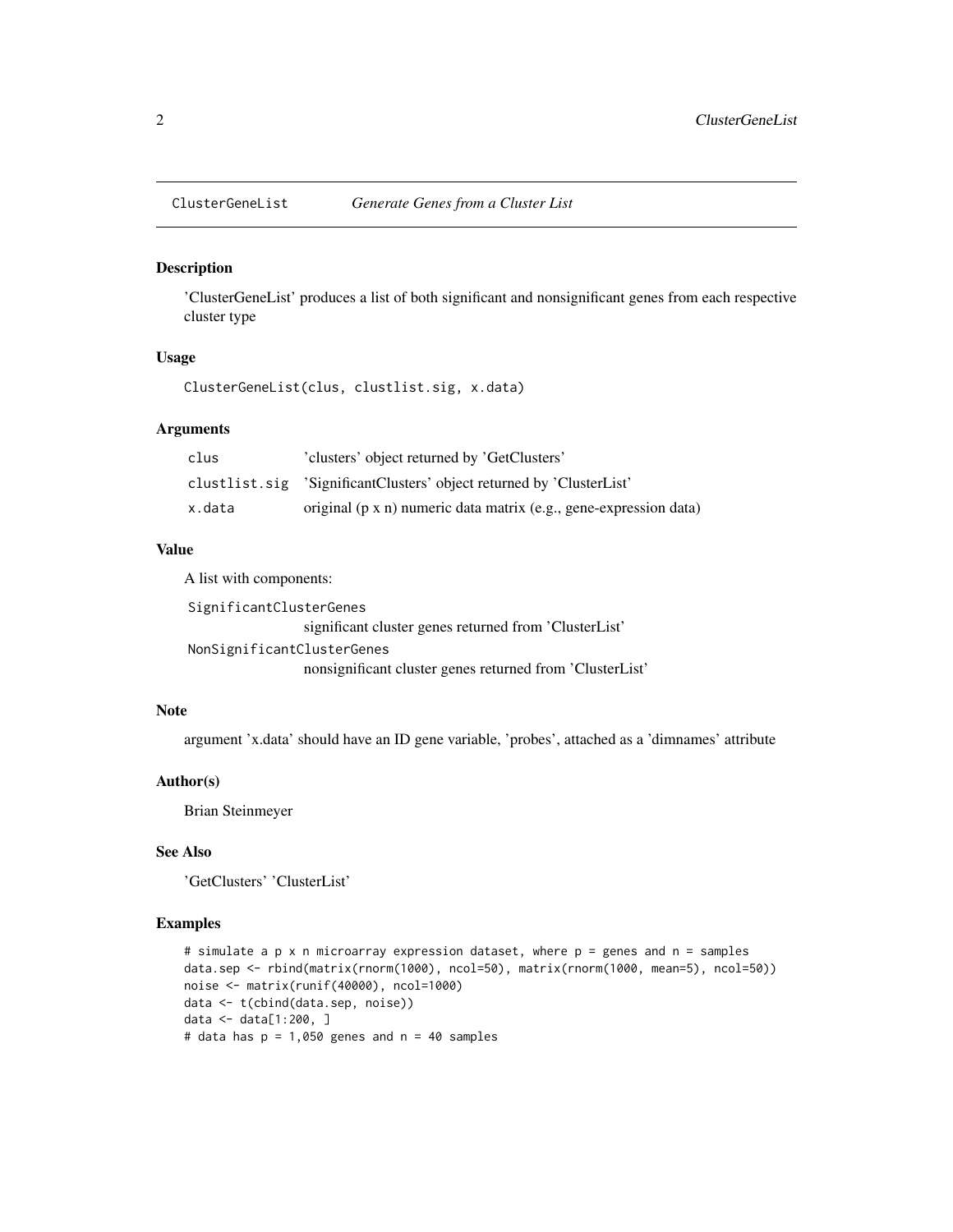ClusterGeneList *Generate Genes from a Cluster List*

## Description

'ClusterGeneList' produces a list of both significant and nonsignificant genes from each respective cluster type

## Usage

```
ClusterGeneList(clus, clustlist.sig, x.data)
```

## Arguments

| | |
|---|---|
| clus | 'clusters' object returned by 'GetClusters' |
| clustlist.sig | 'SignificantClusters' object returned by 'ClusterList' |
| x.data | original (p x n) numeric data matrix (e.g., gene-expression data) |

## Value

A list with components:

SignificantClusterGenes
: significant cluster genes returned from 'ClusterList'

NonSignificantClusterGenes
: nonsignificant cluster genes returned from 'ClusterList'

## Note

argument 'x.data' should have an ID gene variable, 'probes', attached as a 'dimnames' attribute

## Author(s)

Brian Steinmeyer

## See Also

'GetClusters' 'ClusterList'

## Examples

```
# simulate a p x n microarray expression dataset, where p = genes and n = samples
data.sep <- rbind(matrix(rnorm(1000), ncol=50), matrix(rnorm(1000, mean=5), ncol=50))
noise <- matrix(runif(40000), ncol=1000)
data <- t(cbind(data.sep, noise))
data <- data[1:200, ]
# data has p = 1,050 genes and n = 40 samples
```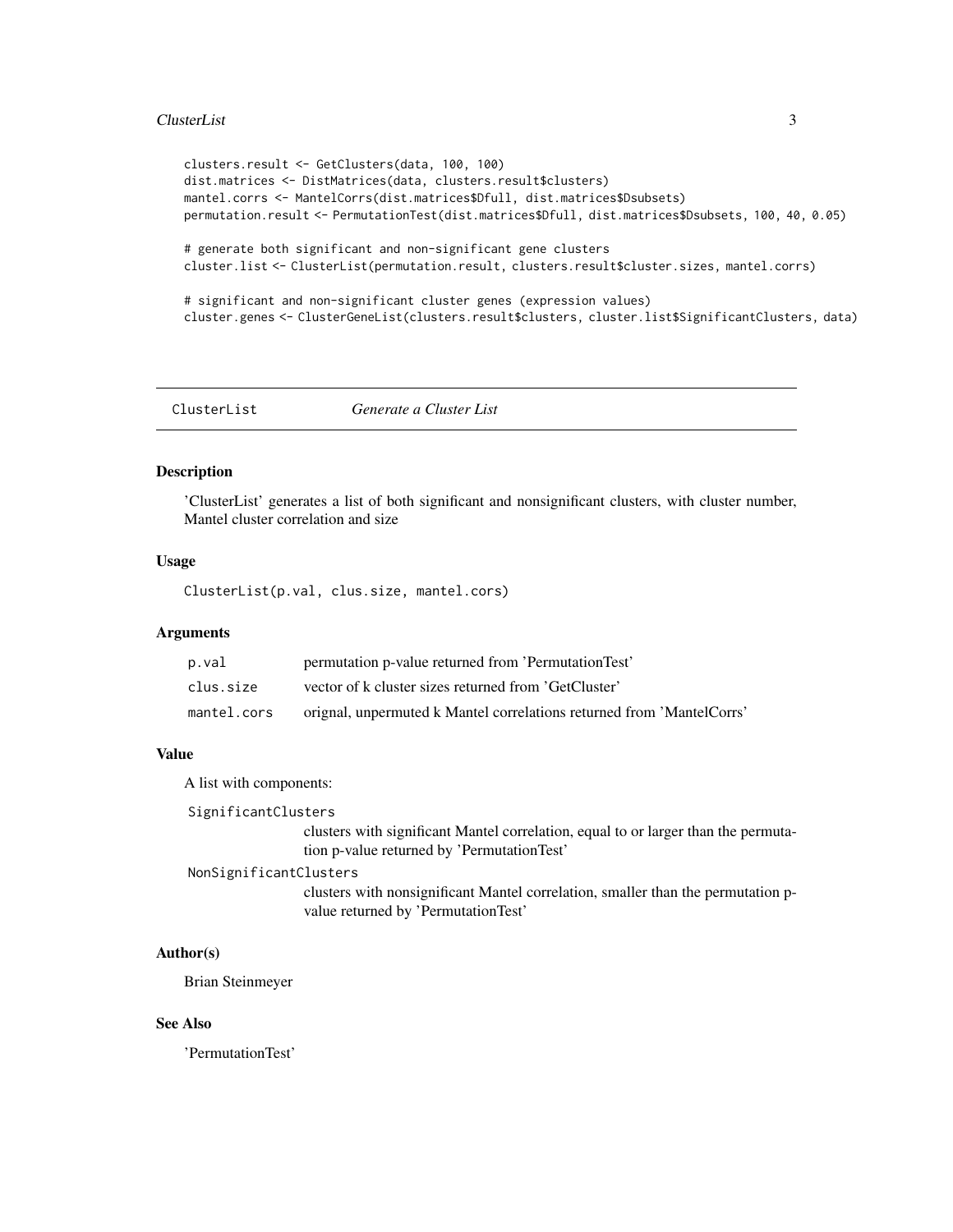```
clusters.result <- GetClusters(data, 100, 100)
dist.matrices <- DistMatrices(data, clusters.result$clusters)
mantel.corrs <- MantelCorrs(dist.matrices$Dfull, dist.matrices$Dsubsets)
permutation.result <- PermutationTest(dist.matrices$Dfull, dist.matrices$Dsubsets, 100, 40, 0.05)

# generate both significant and non-significant gene clusters
cluster.list <- ClusterList(permutation.result, clusters.result$cluster.sizes, mantel.corrs)

# significant and non-significant cluster genes (expression values)
cluster.genes <- ClusterGeneList(clusters.result$clusters, cluster.list$SignificantClusters, data)
```

---

## ClusterList *Generate a Cluster List*

### Description

'ClusterList' generates a list of both significant and nonsignificant clusters, with cluster number, Mantel cluster correlation and size

### Usage

```
ClusterList(p.val, clus.size, mantel.cors)
```

### Arguments

| | |
|---|---|
| p.val | permutation p-value returned from 'PermutationTest' |
| clus.size | vector of k cluster sizes returned from 'GetCluster' |
| mantel.cors | orignal, unpermuted k Mantel correlations returned from 'MantelCorrs' |

### Value

A list with components:

SignificantClusters
: clusters with significant Mantel correlation, equal to or larger than the permutation p-value returned by 'PermutationTest'

NonSignificantClusters
: clusters with nonsignificant Mantel correlation, smaller than the permutation p-value returned by 'PermutationTest'

### Author(s)

Brian Steinmeyer

### See Also

'PermutationTest'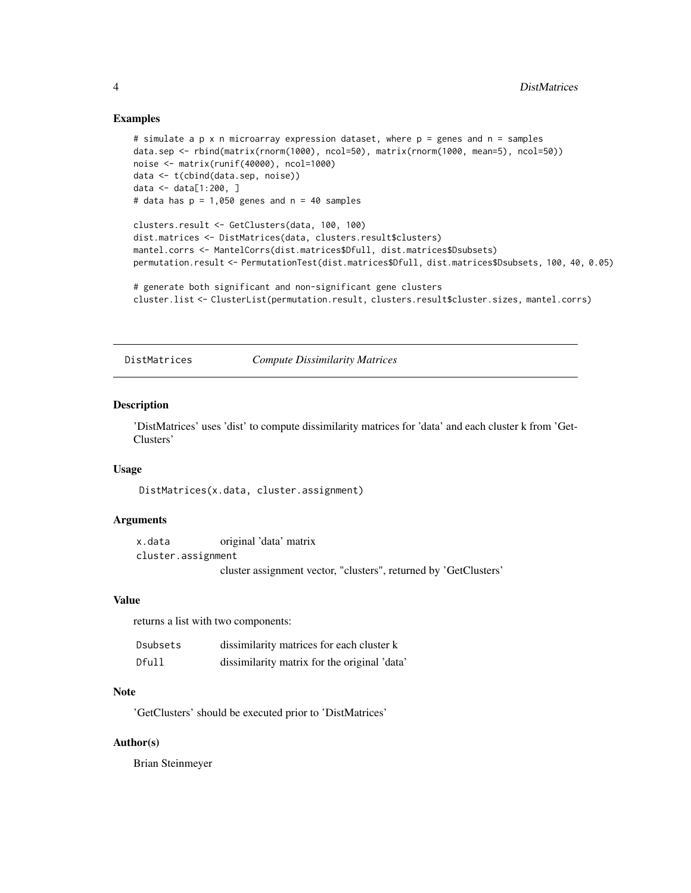## Examples

```
# simulate a p x n microarray expression dataset, where p = genes and n = samples
data.sep <- rbind(matrix(rnorm(1000), ncol=50), matrix(rnorm(1000, mean=5), ncol=50))
noise <- matrix(runif(40000), ncol=1000)
data <- t(cbind(data.sep, noise))
data <- data[1:200, ]
# data has p = 1,050 genes and n = 40 samples

clusters.result <- GetClusters(data, 100, 100)
dist.matrices <- DistMatrices(data, clusters.result$clusters)
mantel.corrs <- MantelCorrs(dist.matrices$Dfull, dist.matrices$Dsubsets)
permutation.result <- PermutationTest(dist.matrices$Dfull, dist.matrices$Dsubsets, 100, 40, 0.05)

# generate both significant and non-significant gene clusters
cluster.list <- ClusterList(permutation.result, clusters.result$cluster.sizes, mantel.corrs)
```

---

# DistMatrices — *Compute Dissimilarity Matrices*

## Description

'DistMatrices' uses 'dist' to compute dissimilarity matrices for 'data' and each cluster k from 'GetClusters'

## Usage

```
DistMatrices(x.data, cluster.assignment)
```

## Arguments

| | |
|---|---|
| `x.data` | original 'data' matrix |
| `cluster.assignment` | cluster assignment vector, "clusters", returned by 'GetClusters' |

## Value

returns a list with two components:

| | |
|---|---|
| `Dsubsets` | dissimilarity matrices for each cluster k |
| `Dfull` | dissimilarity matrix for the original 'data' |

## Note

'GetClusters' should be executed prior to 'DistMatrices'

## Author(s)

Brian Steinmeyer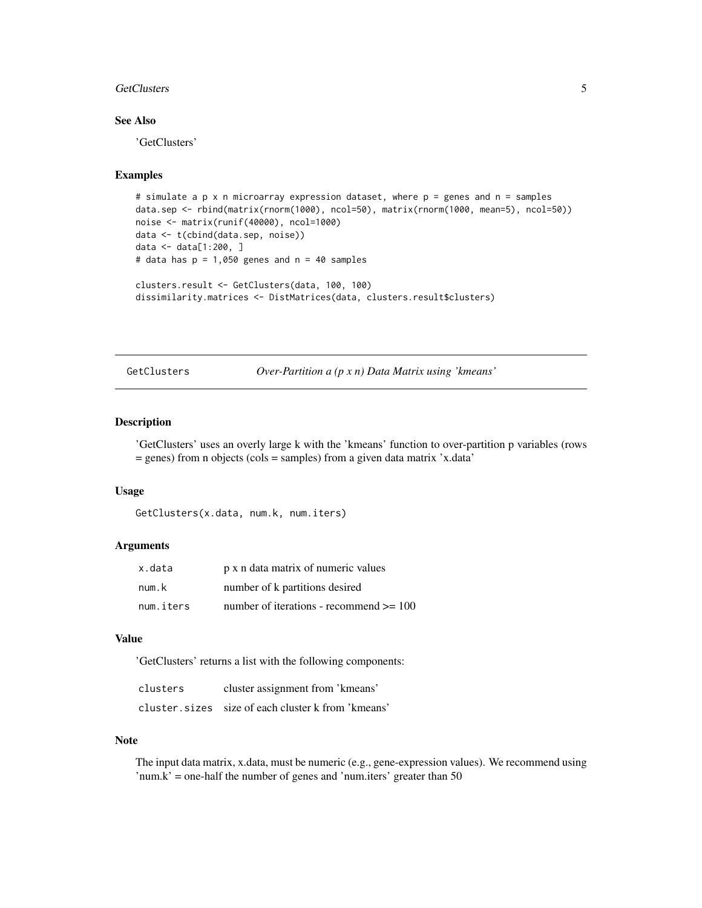### See Also

'GetClusters'

### Examples

```
# simulate a p x n microarray expression dataset, where p = genes and n = samples
data.sep <- rbind(matrix(rnorm(1000), ncol=50), matrix(rnorm(1000, mean=5), ncol=50))
noise <- matrix(runif(40000), ncol=1000)
data <- t(cbind(data.sep, noise))
data <- data[1:200, ]
# data has p = 1,050 genes and n = 40 samples

clusters.result <- GetClusters(data, 100, 100)
dissimilarity.matrices <- DistMatrices(data, clusters.result$clusters)
```

---

## GetClusters — *Over-Partition a (p x n) Data Matrix using 'kmeans'*

### Description

'GetClusters' uses an overly large k with the 'kmeans' function to over-partition p variables (rows = genes) from n objects (cols = samples) from a given data matrix 'x.data'

### Usage

```
GetClusters(x.data, num.k, num.iters)
```

### Arguments

| | |
|---|---|
| `x.data` | p x n data matrix of numeric values |
| `num.k` | number of k partitions desired |
| `num.iters` | number of iterations - recommend >= 100 |

### Value

'GetClusters' returns a list with the following components:

| | |
|---|---|
| `clusters` | cluster assignment from 'kmeans' |
| `cluster.sizes` | size of each cluster k from 'kmeans' |

### Note

The input data matrix, x.data, must be numeric (e.g., gene-expression values). We recommend using 'num.k' = one-half the number of genes and 'num.iters' greater than 50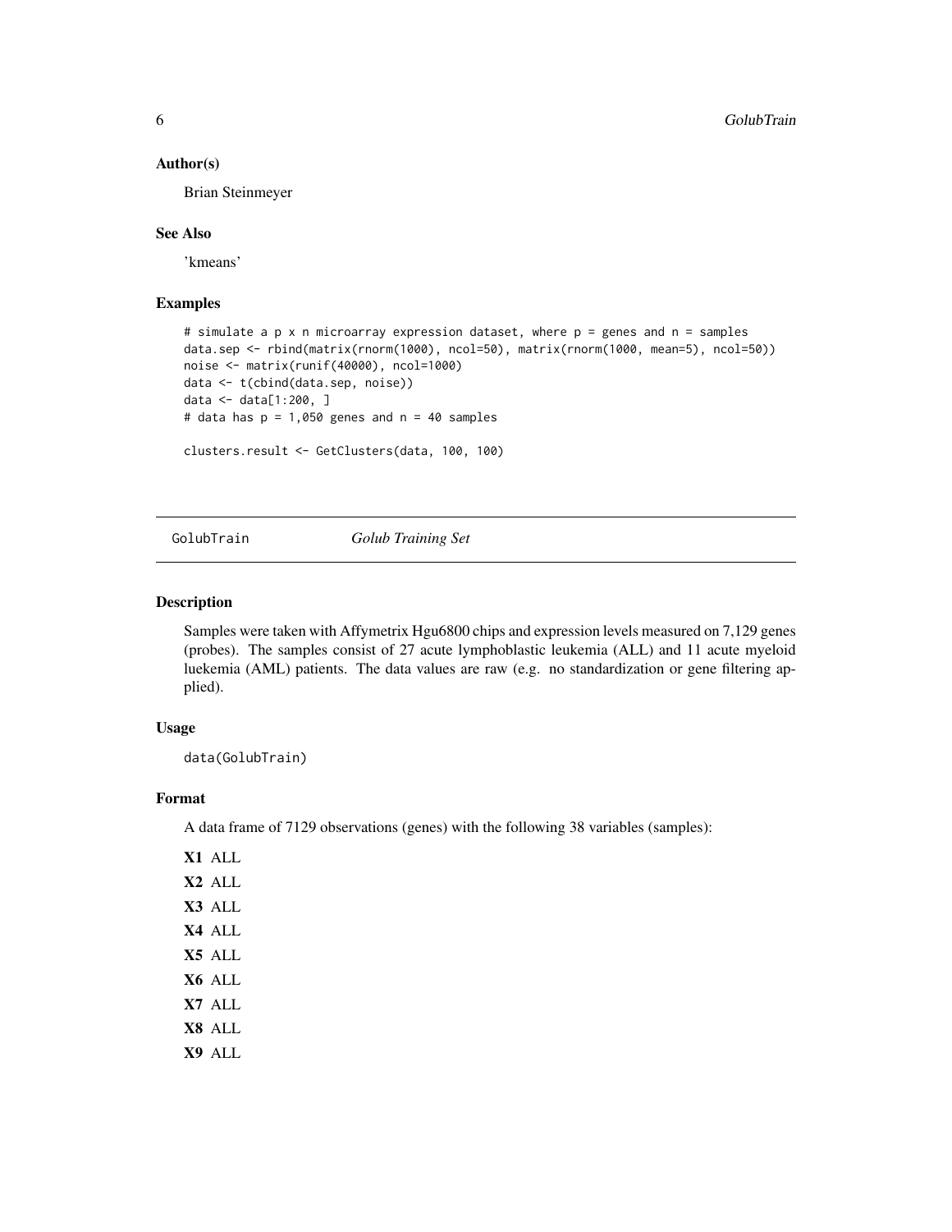### Author(s)

Brian Steinmeyer

### See Also

'kmeans'

### Examples

```
# simulate a p x n microarray expression dataset, where p = genes and n = samples
data.sep <- rbind(matrix(rnorm(1000), ncol=50), matrix(rnorm(1000, mean=5), ncol=50))
noise <- matrix(runif(40000), ncol=1000)
data <- t(cbind(data.sep, noise))
data <- data[1:200, ]
# data has p = 1,050 genes and n = 40 samples

clusters.result <- GetClusters(data, 100, 100)
```

---

## GolubTrain *Golub Training Set*

### Description

Samples were taken with Affymetrix Hgu6800 chips and expression levels measured on 7,129 genes (probes). The samples consist of 27 acute lymphoblastic leukemia (ALL) and 11 acute myeloid luekemia (AML) patients. The data values are raw (e.g. no standardization or gene filtering applied).

### Usage

```
data(GolubTrain)
```

### Format

A data frame of 7129 observations (genes) with the following 38 variables (samples):

**X1** ALL

**X2** ALL

**X3** ALL

**X4** ALL

**X5** ALL

**X6** ALL

**X7** ALL

**X8** ALL

**X9** ALL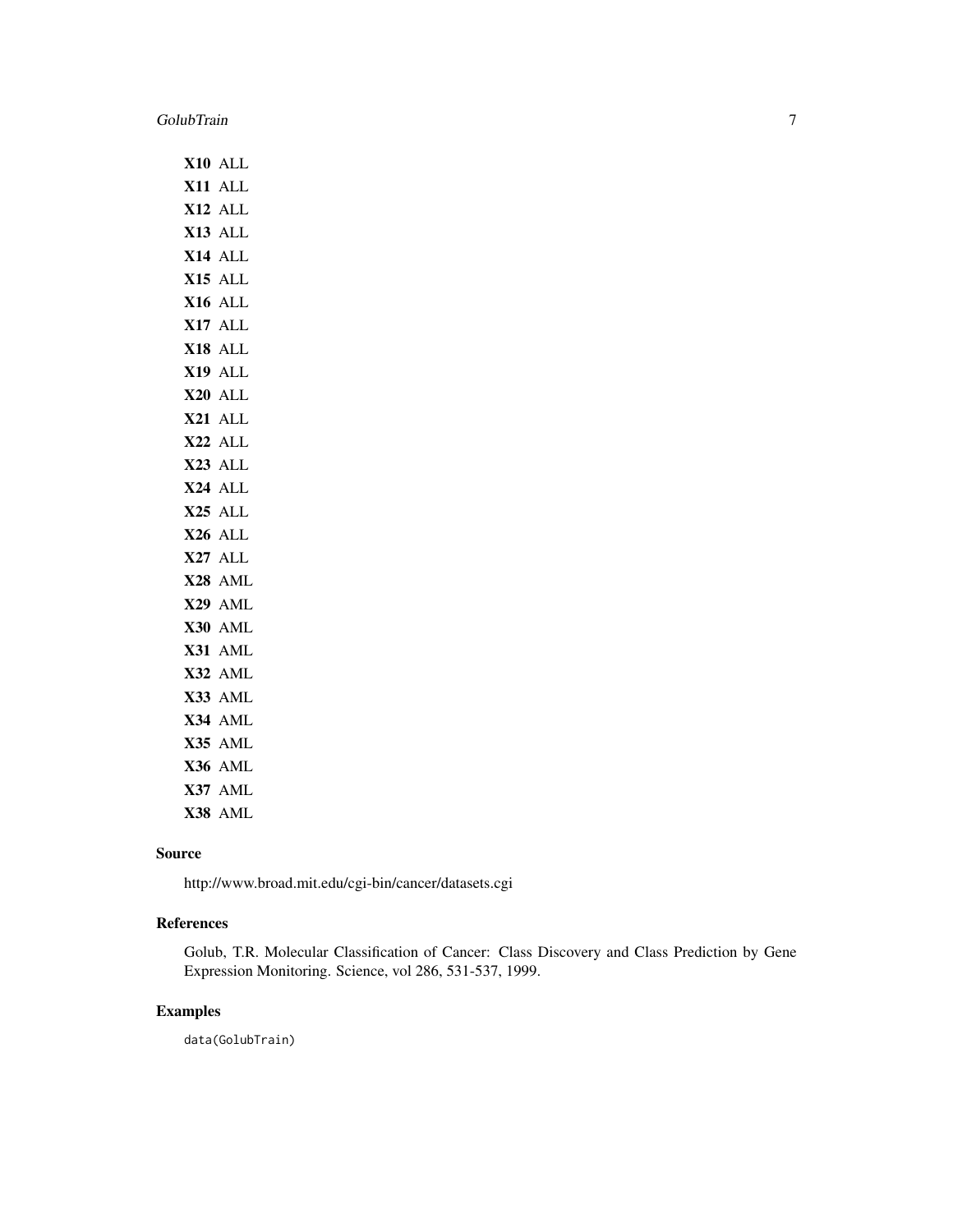**X10** ALL
**X11** ALL
**X12** ALL
**X13** ALL
**X14** ALL
**X15** ALL
**X16** ALL
**X17** ALL
**X18** ALL
**X19** ALL
**X20** ALL
**X21** ALL
**X22** ALL
**X23** ALL
**X24** ALL
**X25** ALL
**X26** ALL
**X27** ALL
**X28** AML
**X29** AML
**X30** AML
**X31** AML
**X32** AML
**X33** AML
**X34** AML
**X35** AML
**X36** AML
**X37** AML
**X38** AML

## Source

http://www.broad.mit.edu/cgi-bin/cancer/datasets.cgi

## References

Golub, T.R. Molecular Classification of Cancer: Class Discovery and Class Prediction by Gene Expression Monitoring. Science, vol 286, 531-537, 1999.

## Examples

```
data(GolubTrain)
```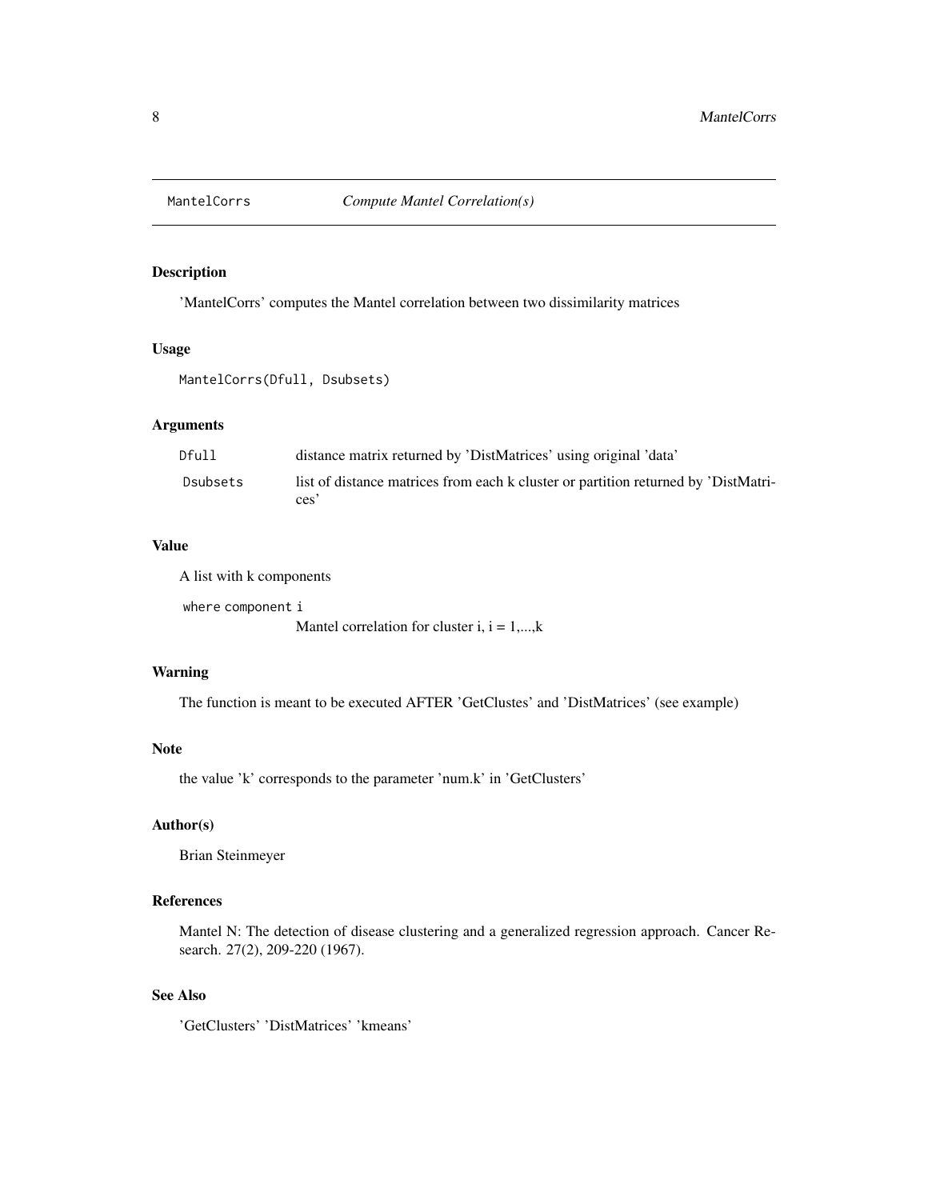# MantelCorrs — *Compute Mantel Correlation(s)*

## Description

'MantelCorrs' computes the Mantel correlation between two dissimilarity matrices

## Usage

```
MantelCorrs(Dfull, Dsubsets)
```

## Arguments

| | |
|---|---|
| `Dfull` | distance matrix returned by 'DistMatrices' using original 'data' |
| `Dsubsets` | list of distance matrices from each k cluster or partition returned by 'DistMatrices' |

## Value

A list with k components

`where component i`
Mantel correlation for cluster i, i = 1,...,k

## Warning

The function is meant to be executed AFTER 'GetClustes' and 'DistMatrices' (see example)

## Note

the value 'k' corresponds to the parameter 'num.k' in 'GetClusters'

## Author(s)

Brian Steinmeyer

## References

Mantel N: The detection of disease clustering and a generalized regression approach. Cancer Research. 27(2), 209-220 (1967).

## See Also

'GetClusters' 'DistMatrices' 'kmeans'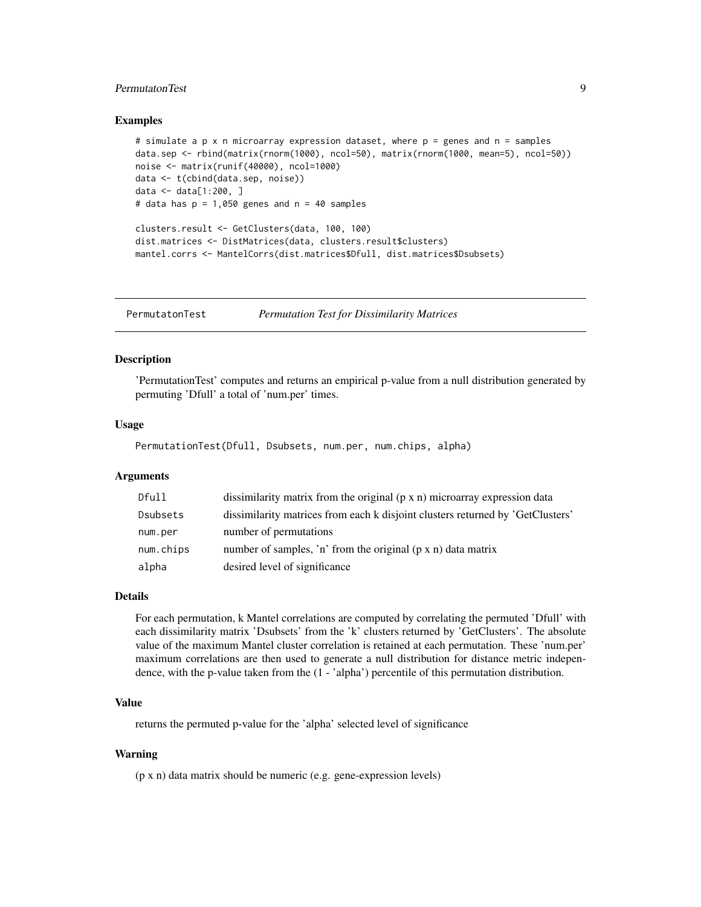## Examples

```
# simulate a p x n microarray expression dataset, where p = genes and n = samples
data.sep <- rbind(matrix(rnorm(1000), ncol=50), matrix(rnorm(1000, mean=5), ncol=50))
noise <- matrix(runif(40000), ncol=1000)
data <- t(cbind(data.sep, noise))
data <- data[1:200, ]
# data has p = 1,050 genes and n = 40 samples

clusters.result <- GetClusters(data, 100, 100)
dist.matrices <- DistMatrices(data, clusters.result$clusters)
mantel.corrs <- MantelCorrs(dist.matrices$Dfull, dist.matrices$Dsubsets)
```

---

# PermutatonTest *Permutation Test for Dissimilarity Matrices*

---

## Description

'PermutationTest' computes and returns an empirical p-value from a null distribution generated by permuting 'Dfull' a total of 'num.per' times.

## Usage

```
PermutationTest(Dfull, Dsubsets, num.per, num.chips, alpha)
```

## Arguments

| | |
|---|---|
| `Dfull` | dissimilarity matrix from the original (p x n) microarray expression data |
| `Dsubsets` | dissimilarity matrices from each k disjoint clusters returned by 'GetClusters' |
| `num.per` | number of permutations |
| `num.chips` | number of samples, 'n' from the original (p x n) data matrix |
| `alpha` | desired level of significance |

## Details

For each permutation, k Mantel correlations are computed by correlating the permuted 'Dfull' with each dissimilarity matrix 'Dsubsets' from the 'k' clusters returned by 'GetClusters'. The absolute value of the maximum Mantel cluster correlation is retained at each permutation. These 'num.per' maximum correlations are then used to generate a null distribution for distance metric independence, with the p-value taken from the (1 - 'alpha') percentile of this permutation distribution.

## Value

returns the permuted p-value for the 'alpha' selected level of significance

## Warning

(p x n) data matrix should be numeric (e.g. gene-expression levels)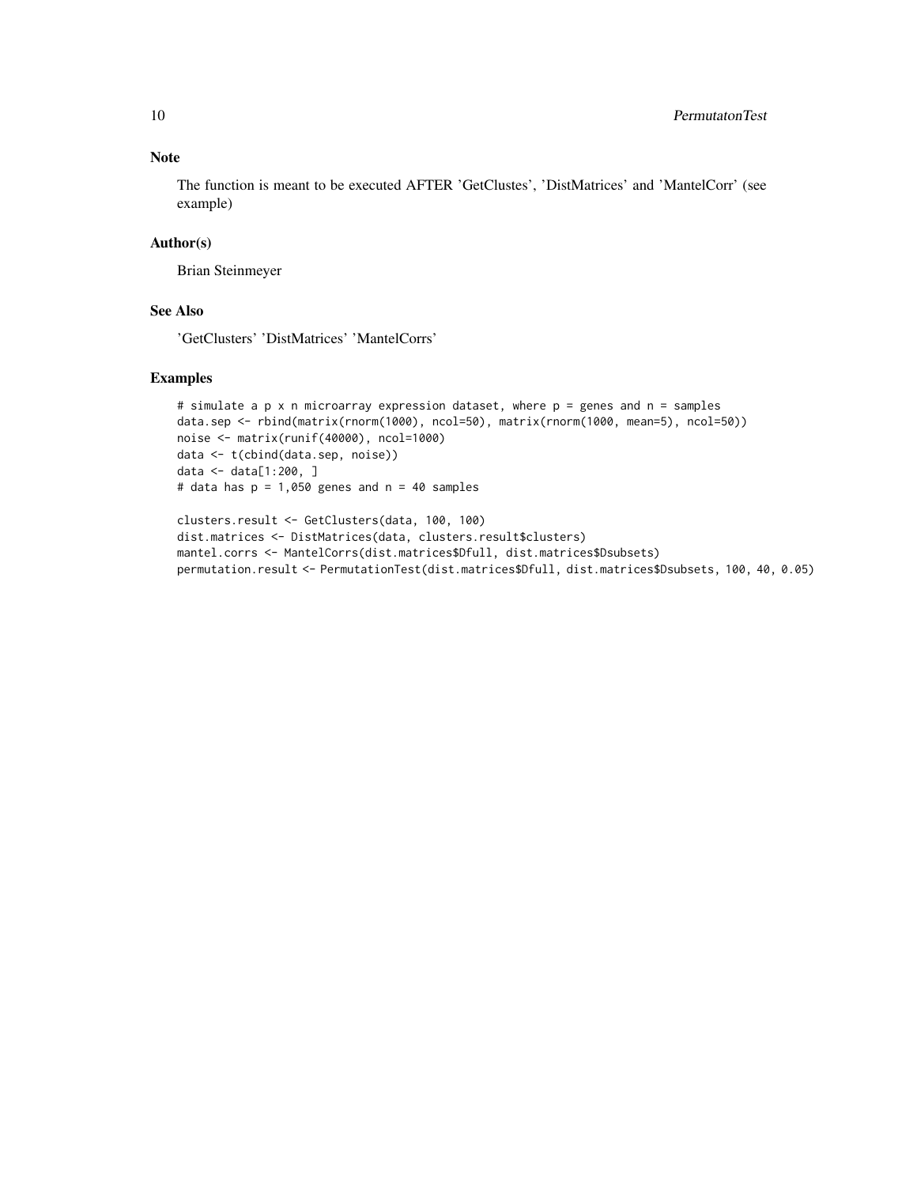## Note

The function is meant to be executed AFTER 'GetClustes', 'DistMatrices' and 'MantelCorr' (see example)

## Author(s)

Brian Steinmeyer

## See Also

'GetClusters' 'DistMatrices' 'MantelCorrs'

## Examples

```
# simulate a p x n microarray expression dataset, where p = genes and n = samples
data.sep <- rbind(matrix(rnorm(1000), ncol=50), matrix(rnorm(1000, mean=5), ncol=50))
noise <- matrix(runif(40000), ncol=1000)
data <- t(cbind(data.sep, noise))
data <- data[1:200, ]
# data has p = 1,050 genes and n = 40 samples

clusters.result <- GetClusters(data, 100, 100)
dist.matrices <- DistMatrices(data, clusters.result$clusters)
mantel.corrs <- MantelCorrs(dist.matrices$Dfull, dist.matrices$Dsubsets)
permutation.result <- PermutationTest(dist.matrices$Dfull, dist.matrices$Dsubsets, 100, 40, 0.05)
```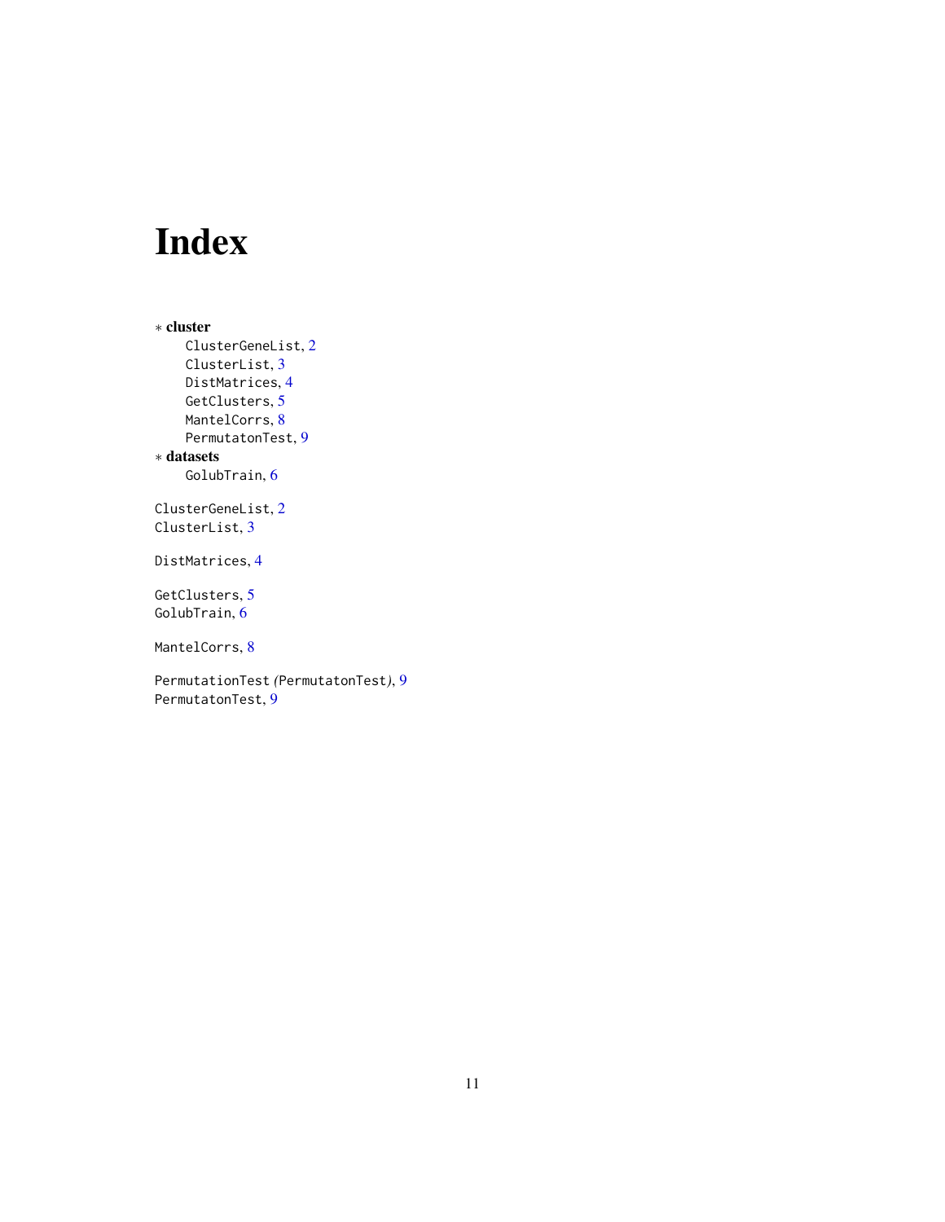# Index

∗ **cluster**

- ClusterGeneList, 2
- ClusterList, 3
- DistMatrices, 4
- GetClusters, 5
- MantelCorrs, 8
- PermutatonTest, 9

∗ **datasets**

- GolubTrain, 6

ClusterGeneList, 2
ClusterList, 3

DistMatrices, 4

GetClusters, 5
GolubTrain, 6

MantelCorrs, 8

PermutationTest *(*PermutatonTest*)*, 9
PermutatonTest, 9